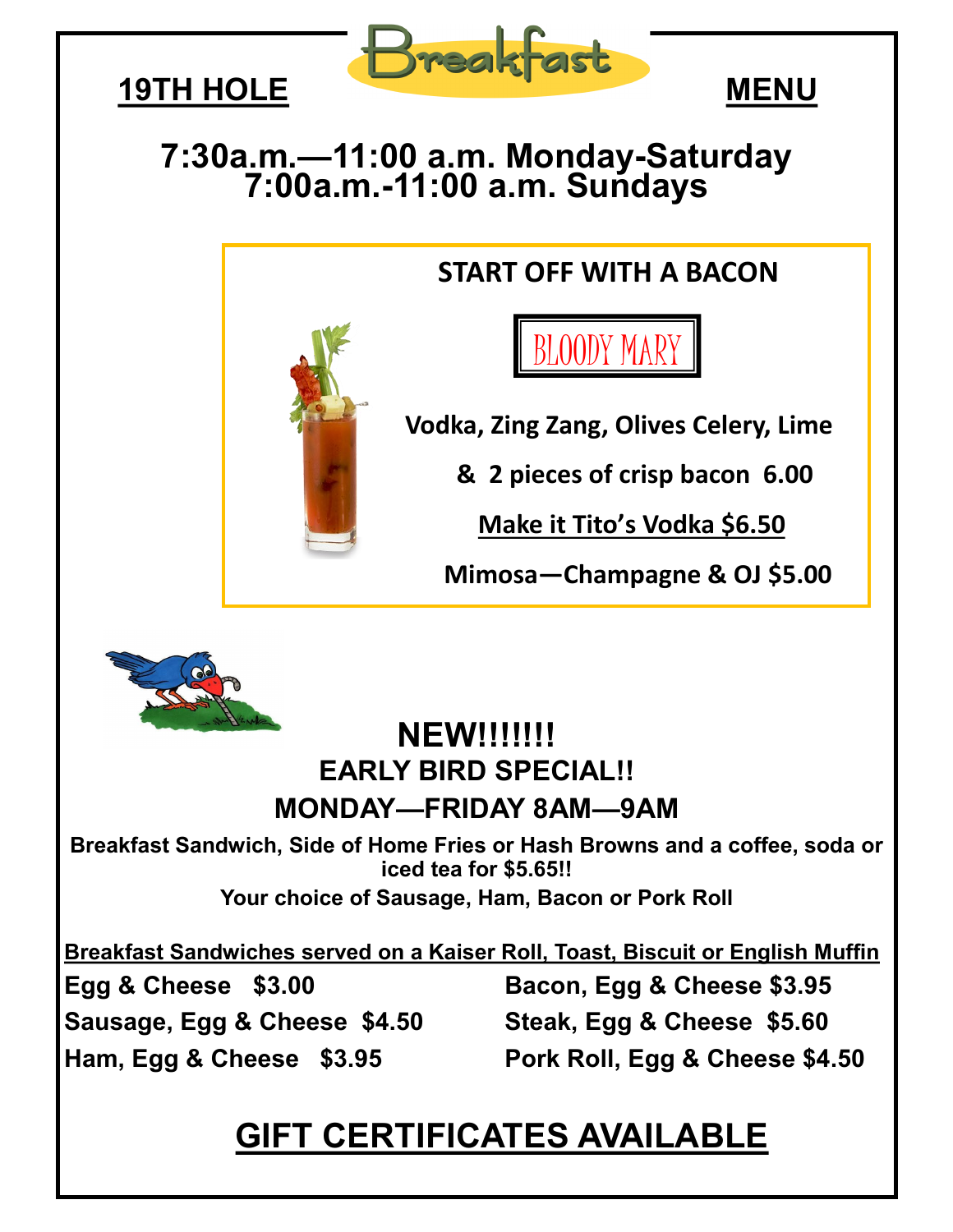# 19TH HOLE Breakfast MENU

## 7:30a.m.—11:00 a.m. Monday-Saturday
## 7:00a.m.-11:00 a.m. Sundays

### START OFF WITH A BACON

### BLOODY MARY

**Vodka, Zing Zang, Olives Celery, Lime**

**& 2 pieces of crisp bacon 6.00**

**<u>Make it Tito's Vodka $6.50</u>**

**Mimosa—Champagne & OJ $5.00**

## NEW!!!!!!!
### EARLY BIRD SPECIAL!!
### MONDAY—FRIDAY 8AM—9AM

**Breakfast Sandwich, Side of Home Fries or Hash Browns and a coffee, soda or iced tea for $5.65!!**

**Your choice of Sausage, Ham, Bacon or Pork Roll**

**<u>Breakfast Sandwiches served on a Kaiser Roll, Toast, Biscuit or English Muffin</u>**

**Egg & Cheese $3.00**

**Sausage, Egg & Cheese $4.50**

**Ham, Egg & Cheese $3.95**

**Bacon, Egg & Cheese $3.95**

**Steak, Egg & Cheese $5.60**

**Pork Roll, Egg & Cheese $4.50**

## <u>GIFT CERTIFICATES AVAILABLE</u>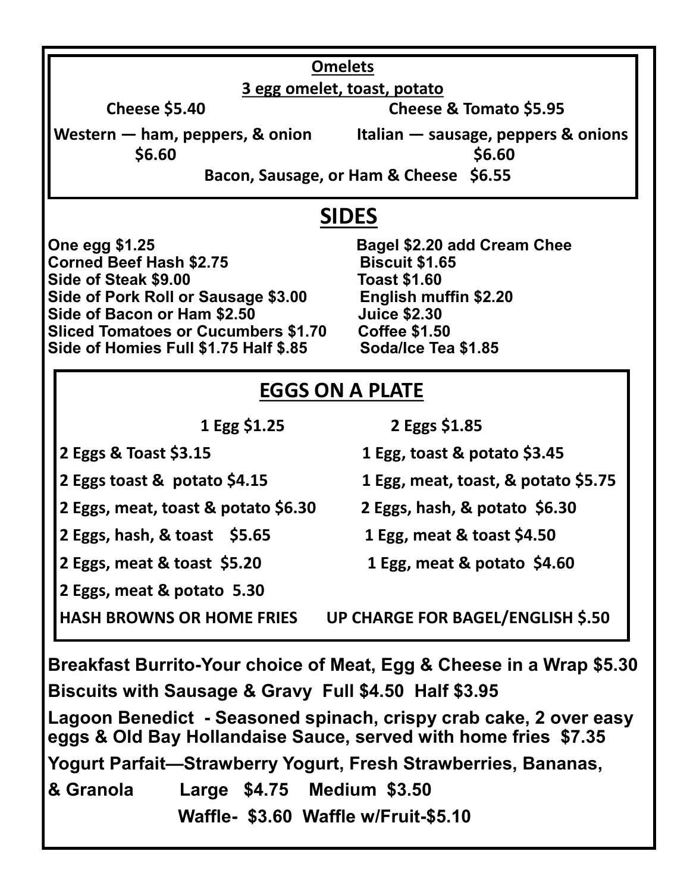## Omelets

**3 egg omelet, toast, potato**

**Cheese $5.40**

**Cheese & Tomato $5.95**

**Western — ham, peppers, & onion $6.60**

**Italian — sausage, peppers & onions $6.60**

**Bacon, Sausage, or Ham & Cheese $6.55**

## SIDES

**One egg $1.25**
**Corned Beef Hash $2.75**
**Side of Steak $9.00**
**Side of Pork Roll or Sausage $3.00**
**Side of Bacon or Ham $2.50**
**Sliced Tomatoes or Cucumbers $1.70**
**Side of Homies Full $1.75 Half $.85**

**Bagel $2.20 add Cream Chee**
**Biscuit $1.65**
**Toast $1.60**
**English muffin $2.20**
**Juice $2.30**
**Coffee $1.50**
**Soda/Ice Tea $1.85**

## EGGS ON A PLATE

**1 Egg $1.25**

**2 Eggs $1.85**

**2 Eggs & Toast $3.15**

**2 Eggs toast & potato $4.15**

**2 Eggs, meat, toast & potato $6.30**

**2 Eggs, hash, & toast $5.65**

**2 Eggs, meat & toast $5.20**

**2 Eggs, meat & potato 5.30**

**1 Egg, toast & potato $3.45**

**1 Egg, meat, toast, & potato $5.75**

**2 Eggs, hash, & potato $6.30**

**1 Egg, meat & toast $4.50**

**1 Egg, meat & potato $4.60**

**HASH BROWNS OR HOME FRIES**

**UP CHARGE FOR BAGEL/ENGLISH $.50**

**Breakfast Burrito-Your choice of Meat, Egg & Cheese in a Wrap $5.30**

**Biscuits with Sausage & Gravy Full $4.50 Half $3.95**

**Lagoon Benedict - Seasoned spinach, crispy crab cake, 2 over easy eggs & Old Bay Hollandaise Sauce, served with home fries $7.35**

**Yogurt Parfait—Strawberry Yogurt, Fresh Strawberries, Bananas, & Granola Large $4.75 Medium $3.50**

**Waffle- $3.60 Waffle w/Fruit-$5.10**